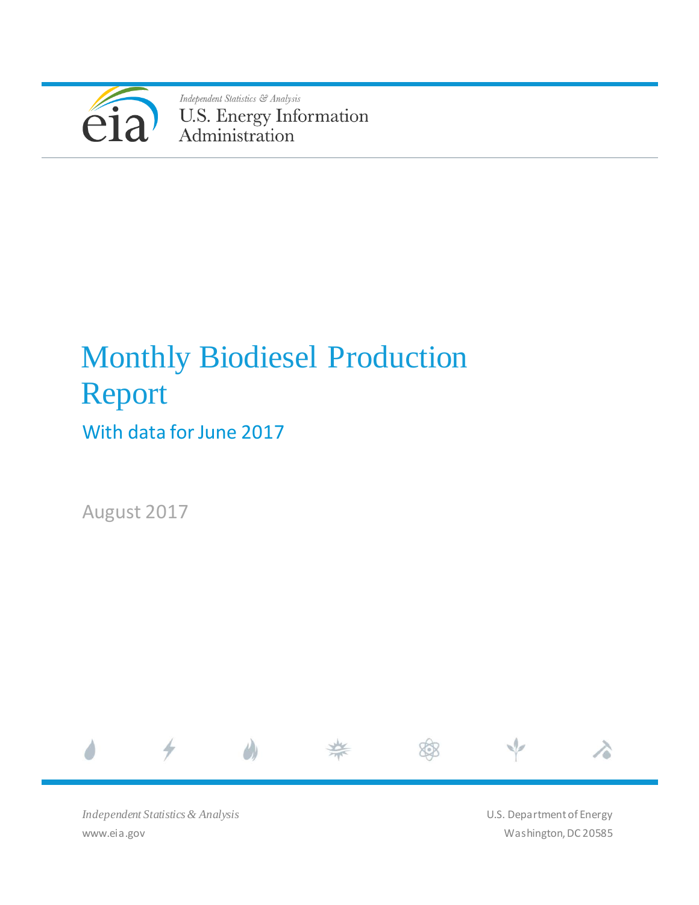*Independent Statistics & Analysis*
U.S. Energy Information Administration

# Monthly Biodiesel Production Report

## With data for June 2017

August 2017

*Independent Statistics & Analysis*
www.eia.gov

U.S. Department of Energy
Washington, DC 20585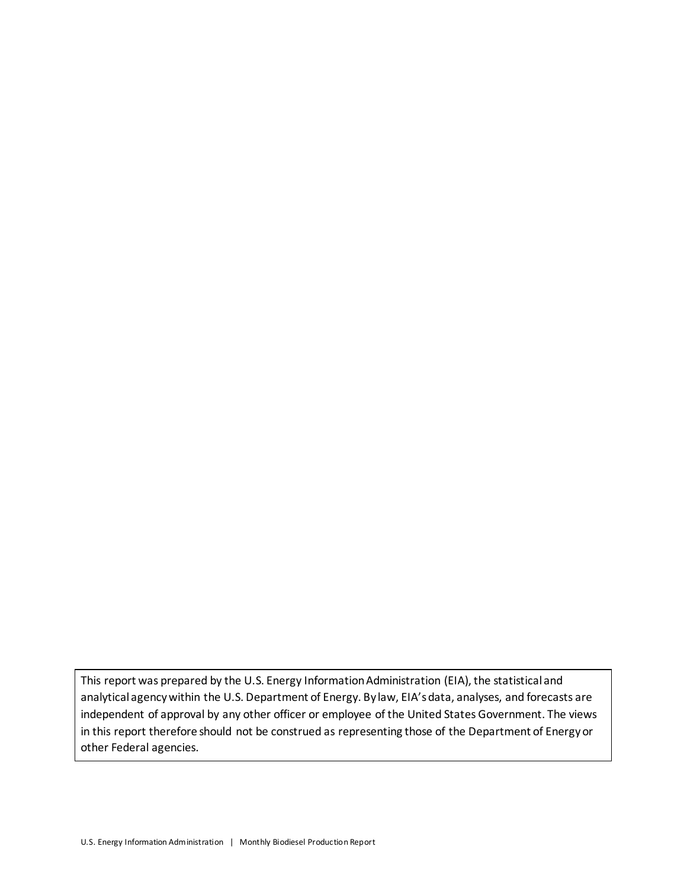This report was prepared by the U.S. Energy Information Administration (EIA), the statistical and analytical agency within the U.S. Department of Energy. By law, EIA's data, analyses, and forecasts are independent of approval by any other officer or employee of the United States Government. The views in this report therefore should not be construed as representing those of the Department of Energy or other Federal agencies.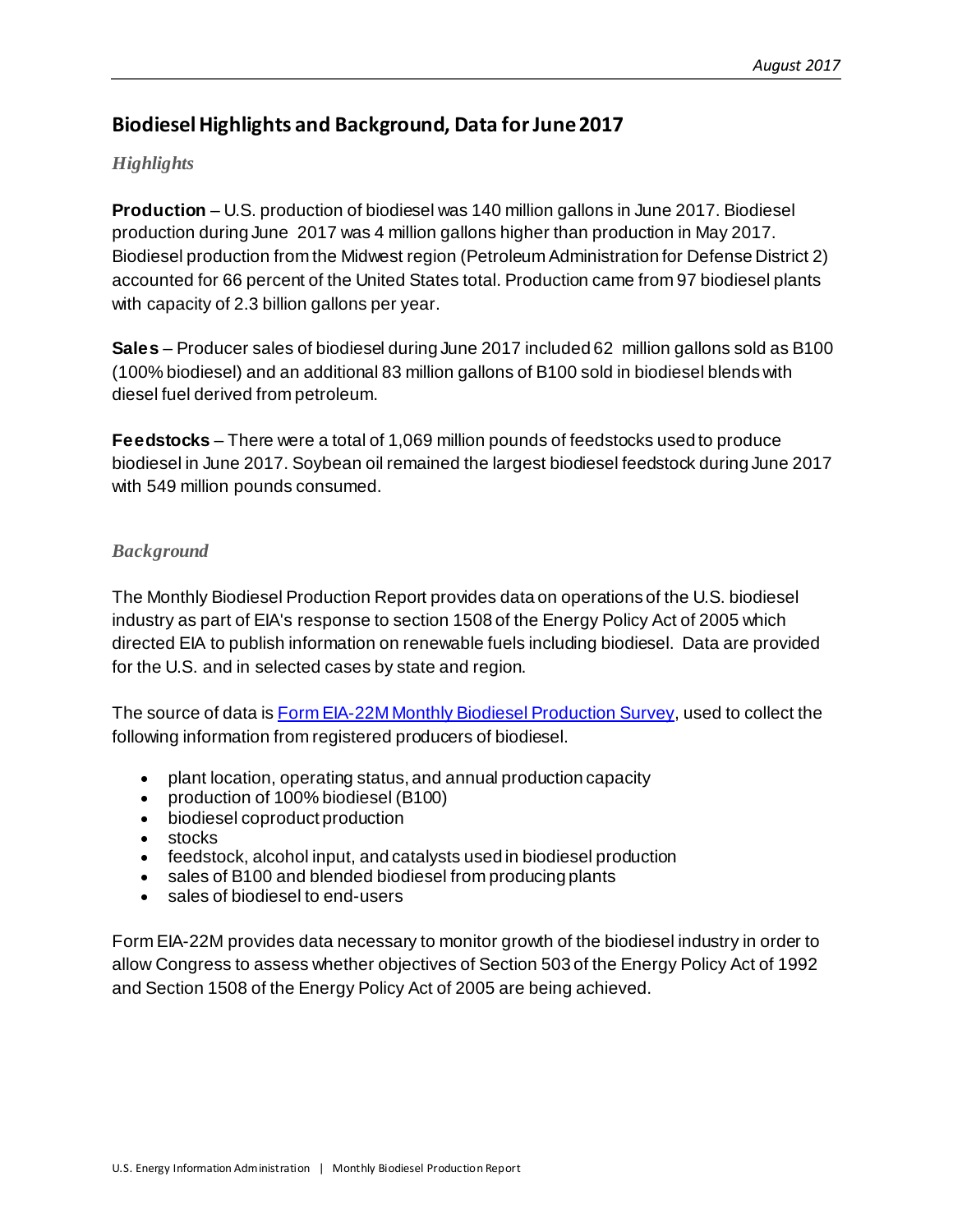## Biodiesel Highlights and Background, Data for June 2017

### *Highlights*

**Production** – U.S. production of biodiesel was 140 million gallons in June 2017. Biodiesel production during June 2017 was 4 million gallons higher than production in May 2017. Biodiesel production from the Midwest region (Petroleum Administration for Defense District 2) accounted for 66 percent of the United States total. Production came from 97 biodiesel plants with capacity of 2.3 billion gallons per year.

**Sales** – Producer sales of biodiesel during June 2017 included 62 million gallons sold as B100 (100% biodiesel) and an additional 83 million gallons of B100 sold in biodiesel blends with diesel fuel derived from petroleum.

**Feedstocks** – There were a total of 1,069 million pounds of feedstocks used to produce biodiesel in June 2017. Soybean oil remained the largest biodiesel feedstock during June 2017 with 549 million pounds consumed.

### *Background*

The Monthly Biodiesel Production Report provides data on operations of the U.S. biodiesel industry as part of EIA's response to section 1508 of the Energy Policy Act of 2005 which directed EIA to publish information on renewable fuels including biodiesel. Data are provided for the U.S. and in selected cases by state and region.

The source of data is Form EIA-22M Monthly Biodiesel Production Survey, used to collect the following information from registered producers of biodiesel.

- plant location, operating status, and annual production capacity
- production of 100% biodiesel (B100)
- biodiesel coproduct production
- stocks
- feedstock, alcohol input, and catalysts used in biodiesel production
- sales of B100 and blended biodiesel from producing plants
- sales of biodiesel to end-users

Form EIA-22M provides data necessary to monitor growth of the biodiesel industry in order to allow Congress to assess whether objectives of Section 503 of the Energy Policy Act of 1992 and Section 1508 of the Energy Policy Act of 2005 are being achieved.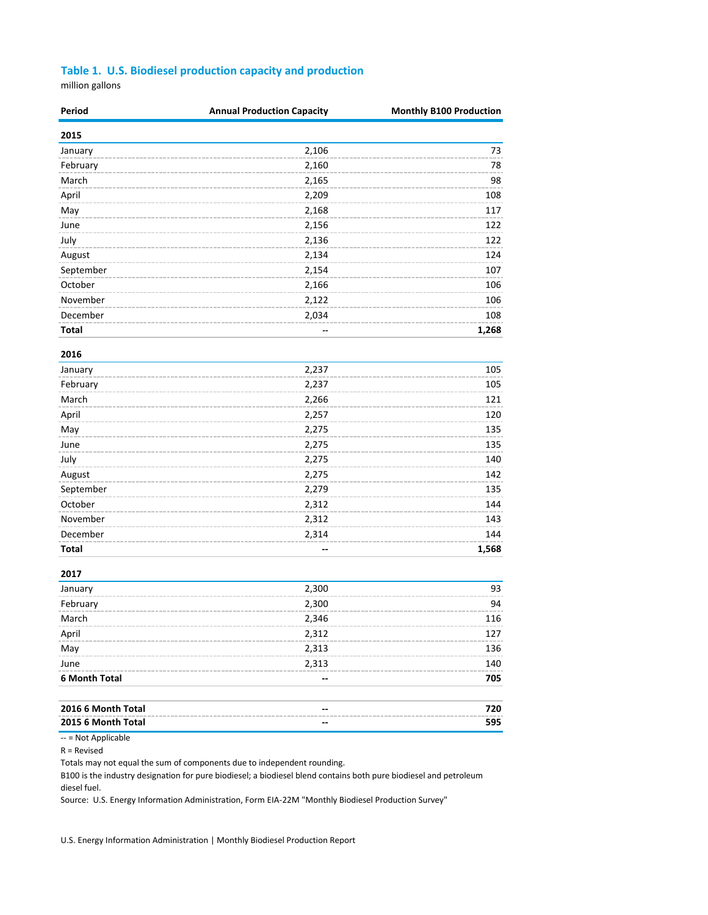## Table 1. U.S. Biodiesel production capacity and production

million gallons

| Period | Annual Production Capacity | Monthly B100 Production |
|---|---|---|
| **2015** | | |
| January | 2,106 | 73 |
| February | 2,160 | 78 |
| March | 2,165 | 98 |
| April | 2,209 | 108 |
| May | 2,168 | 117 |
| June | 2,156 | 122 |
| July | 2,136 | 122 |
| August | 2,134 | 124 |
| September | 2,154 | 107 |
| October | 2,166 | 106 |
| November | 2,122 | 106 |
| December | 2,034 | 108 |
| **Total** | -- | **1,268** |
| **2016** | | |
| January | 2,237 | 105 |
| February | 2,237 | 105 |
| March | 2,266 | 121 |
| April | 2,257 | 120 |
| May | 2,275 | 135 |
| June | 2,275 | 135 |
| July | 2,275 | 140 |
| August | 2,275 | 142 |
| September | 2,279 | 135 |
| October | 2,312 | 144 |
| November | 2,312 | 143 |
| December | 2,314 | 144 |
| **Total** | -- | **1,568** |
| **2017** | | |
| January | 2,300 | 93 |
| February | 2,300 | 94 |
| March | 2,346 | 116 |
| April | 2,312 | 127 |
| May | 2,313 | 136 |
| June | 2,313 | 140 |
| **6 Month Total** | -- | **705** |
| **2016 6 Month Total** | -- | **720** |
| **2015 6 Month Total** | -- | **595** |

-- = Not Applicable

R = Revised

Totals may not equal the sum of components due to independent rounding.

B100 is the industry designation for pure biodiesel; a biodiesel blend contains both pure biodiesel and petroleum diesel fuel.

Source: U.S. Energy Information Administration, Form EIA-22M "Monthly Biodiesel Production Survey"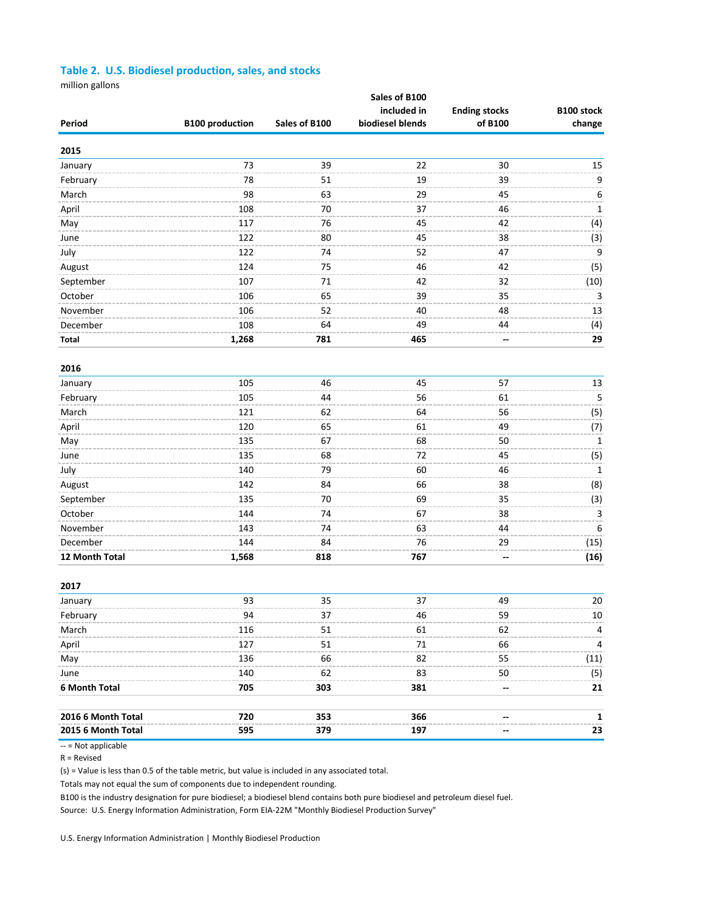### Table 2. U.S. Biodiesel production, sales, and stocks

million gallons

| Period | B100 production | Sales of B100 | Sales of B100 included in biodiesel blends | Ending stocks of B100 | B100 stock change |
|---|---|---|---|---|---|
| **2015** | | | | | |
| January | 73 | 39 | 22 | 30 | 15 |
| February | 78 | 51 | 19 | 39 | 9 |
| March | 98 | 63 | 29 | 45 | 6 |
| April | 108 | 70 | 37 | 46 | 1 |
| May | 117 | 76 | 45 | 42 | (4) |
| June | 122 | 80 | 45 | 38 | (3) |
| July | 122 | 74 | 52 | 47 | 9 |
| August | 124 | 75 | 46 | 42 | (5) |
| September | 107 | 71 | 42 | 32 | (10) |
| October | 106 | 65 | 39 | 35 | 3 |
| November | 106 | 52 | 40 | 48 | 13 |
| December | 108 | 64 | 49 | 44 | (4) |
| **Total** | **1,268** | **781** | **465** | **--** | **29** |
| **2016** | | | | | |
| January | 105 | 46 | 45 | 57 | 13 |
| February | 105 | 44 | 56 | 61 | 5 |
| March | 121 | 62 | 64 | 56 | (5) |
| April | 120 | 65 | 61 | 49 | (7) |
| May | 135 | 67 | 68 | 50 | 1 |
| June | 135 | 68 | 72 | 45 | (5) |
| July | 140 | 79 | 60 | 46 | 1 |
| August | 142 | 84 | 66 | 38 | (8) |
| September | 135 | 70 | 69 | 35 | (3) |
| October | 144 | 74 | 67 | 38 | 3 |
| November | 143 | 74 | 63 | 44 | 6 |
| December | 144 | 84 | 76 | 29 | (15) |
| **12 Month Total** | **1,568** | **818** | **767** | **--** | **(16)** |
| **2017** | | | | | |
| January | 93 | 35 | 37 | 49 | 20 |
| February | 94 | 37 | 46 | 59 | 10 |
| March | 116 | 51 | 61 | 62 | 4 |
| April | 127 | 51 | 71 | 66 | 4 |
| May | 136 | 66 | 82 | 55 | (11) |
| June | 140 | 62 | 83 | 50 | (5) |
| **6 Month Total** | **705** | **303** | **381** | **--** | **21** |
| **2016 6 Month Total** | **720** | **353** | **366** | **--** | **1** |
| **2015 6 Month Total** | **595** | **379** | **197** | **--** | **23** |

-- = Not applicable

R = Revised

(s) = Value is less than 0.5 of the table metric, but value is included in any associated total.

Totals may not equal the sum of components due to independent rounding.

B100 is the industry designation for pure biodiesel; a biodiesel blend contains both pure biodiesel and petroleum diesel fuel.

Source: U.S. Energy Information Administration, Form EIA-22M "Monthly Biodiesel Production Survey"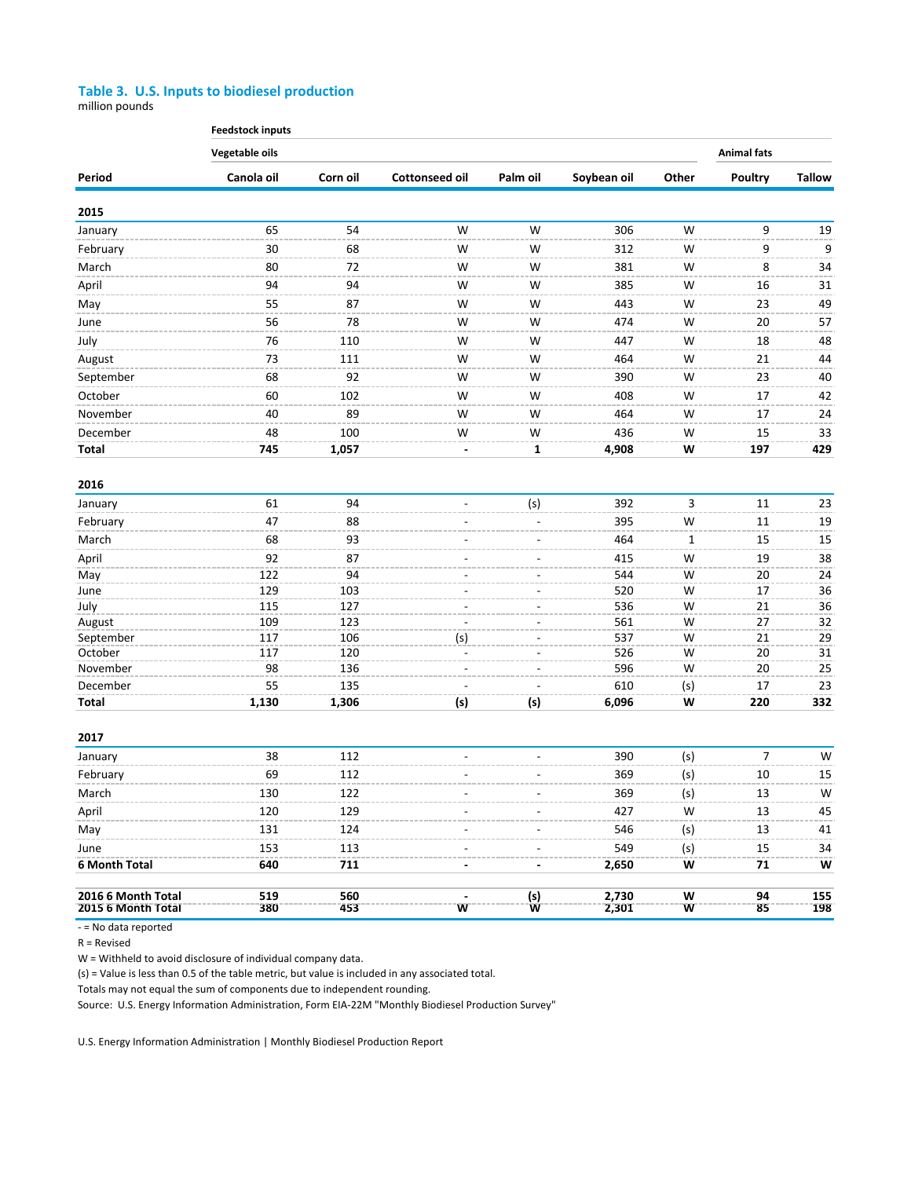### Table 3. U.S. Inputs to biodiesel production

million pounds

| Period | Feedstock inputs | | | | | | | |
|---|---|---|---|---|---|---|---|---|
| | Vegetable oils | | | | | | Animal fats | |
| | Canola oil | Corn oil | Cottonseed oil | Palm oil | Soybean oil | Other | Poultry | Tallow |
| **2015** | | | | | | | | |
| January | 65 | 54 | W | W | 306 | W | 9 | 19 |
| February | 30 | 68 | W | W | 312 | W | 9 | 9 |
| March | 80 | 72 | W | W | 381 | W | 8 | 34 |
| April | 94 | 94 | W | W | 385 | W | 16 | 31 |
| May | 55 | 87 | W | W | 443 | W | 23 | 49 |
| June | 56 | 78 | W | W | 474 | W | 20 | 57 |
| July | 76 | 110 | W | W | 447 | W | 18 | 48 |
| August | 73 | 111 | W | W | 464 | W | 21 | 44 |
| September | 68 | 92 | W | W | 390 | W | 23 | 40 |
| October | 60 | 102 | W | W | 408 | W | 17 | 42 |
| November | 40 | 89 | W | W | 464 | W | 17 | 24 |
| December | 48 | 100 | W | W | 436 | W | 15 | 33 |
| **Total** | **745** | **1,057** | **-** | **1** | **4,908** | **W** | **197** | **429** |
| **2016** | | | | | | | | |
| January | 61 | 94 | - | (s) | 392 | 3 | 11 | 23 |
| February | 47 | 88 | - | - | 395 | W | 11 | 19 |
| March | 68 | 93 | - | - | 464 | 1 | 15 | 15 |
| April | 92 | 87 | - | - | 415 | W | 19 | 38 |
| May | 122 | 94 | - | - | 544 | W | 20 | 24 |
| June | 129 | 103 | - | - | 520 | W | 17 | 36 |
| July | 115 | 127 | - | - | 536 | W | 21 | 36 |
| August | 109 | 123 | - | - | 561 | W | 27 | 32 |
| September | 117 | 106 | (s) | - | 537 | W | 21 | 29 |
| October | 117 | 120 | - | - | 526 | W | 20 | 31 |
| November | 98 | 136 | - | - | 596 | W | 20 | 25 |
| December | 55 | 135 | - | - | 610 | (s) | 17 | 23 |
| **Total** | **1,130** | **1,306** | **(s)** | **(s)** | **6,096** | **W** | **220** | **332** |
| **2017** | | | | | | | | |
| January | 38 | 112 | - | - | 390 | (s) | 7 | W |
| February | 69 | 112 | - | - | 369 | (s) | 10 | 15 |
| March | 130 | 122 | - | - | 369 | (s) | 13 | W |
| April | 120 | 129 | - | - | 427 | W | 13 | 45 |
| May | 131 | 124 | - | - | 546 | (s) | 13 | 41 |
| June | 153 | 113 | - | - | 549 | (s) | 15 | 34 |
| **6 Month Total** | **640** | **711** | **-** | **-** | **2,650** | **W** | **71** | **W** |
| **2016 6 Month Total** | **519** | **560** | **-** | **(s)** | **2,730** | **W** | **94** | **155** |
| **2015 6 Month Total** | **380** | **453** | **W** | **W** | **2,301** | **W** | **85** | **198** |

- = No data reported

R = Revised

W = Withheld to avoid disclosure of individual company data.

(s) = Value is less than 0.5 of the table metric, but value is included in any associated total.

Totals may not equal the sum of components due to independent rounding.

Source: U.S. Energy Information Administration, Form EIA-22M "Monthly Biodiesel Production Survey"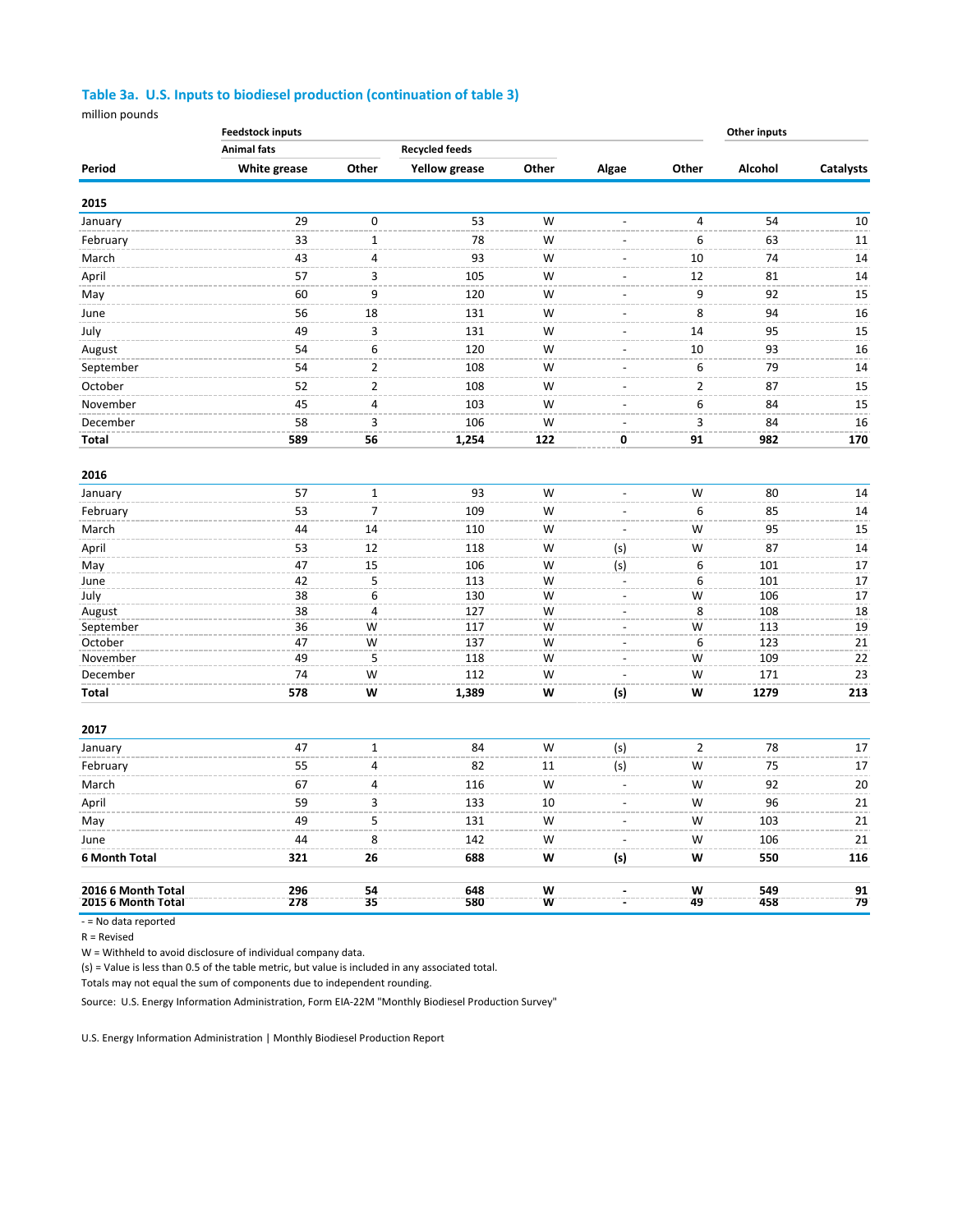## Table 3a. U.S. Inputs to biodiesel production (continuation of table 3)

million pounds

| Period | Feedstock inputs | | | | | | Other inputs | |
|---|---|---|---|---|---|---|---|---|
| | Animal fats | | Recycled feeds | | | | | |
| | White grease | Other | Yellow grease | Other | Algae | Other | Alcohol | Catalysts |
| **2015** | | | | | | | | |
| January | 29 | 0 | 53 | W | - | 4 | 54 | 10 |
| February | 33 | 1 | 78 | W | - | 6 | 63 | 11 |
| March | 43 | 4 | 93 | W | - | 10 | 74 | 14 |
| April | 57 | 3 | 105 | W | - | 12 | 81 | 14 |
| May | 60 | 9 | 120 | W | - | 9 | 92 | 15 |
| June | 56 | 18 | 131 | W | - | 8 | 94 | 16 |
| July | 49 | 3 | 131 | W | - | 14 | 95 | 15 |
| August | 54 | 6 | 120 | W | - | 10 | 93 | 16 |
| September | 54 | 2 | 108 | W | - | 6 | 79 | 14 |
| October | 52 | 2 | 108 | W | - | 2 | 87 | 15 |
| November | 45 | 4 | 103 | W | - | 6 | 84 | 15 |
| December | 58 | 3 | 106 | W | - | 3 | 84 | 16 |
| **Total** | **589** | **56** | **1,254** | **122** | **0** | **91** | **982** | **170** |
| **2016** | | | | | | | | |
| January | 57 | 1 | 93 | W | - | W | 80 | 14 |
| February | 53 | 7 | 109 | W | - | 6 | 85 | 14 |
| March | 44 | 14 | 110 | W | - | W | 95 | 15 |
| April | 53 | 12 | 118 | W | (s) | W | 87 | 14 |
| May | 47 | 15 | 106 | W | (s) | 6 | 101 | 17 |
| June | 42 | 5 | 113 | W | - | 6 | 101 | 17 |
| July | 38 | 6 | 130 | W | - | W | 106 | 17 |
| August | 38 | 4 | 127 | W | - | 8 | 108 | 18 |
| September | 36 | W | 117 | W | - | W | 113 | 19 |
| October | 47 | W | 137 | W | - | 6 | 123 | 21 |
| November | 49 | 5 | 118 | W | - | W | 109 | 22 |
| December | 74 | W | 112 | W | - | W | 171 | 23 |
| **Total** | **578** | **W** | **1,389** | **W** | **(s)** | **W** | **1279** | **213** |
| **2017** | | | | | | | | |
| January | 47 | 1 | 84 | W | (s) | 2 | 78 | 17 |
| February | 55 | 4 | 82 | 11 | (s) | W | 75 | 17 |
| March | 67 | 4 | 116 | W | - | W | 92 | 20 |
| April | 59 | 3 | 133 | 10 | - | W | 96 | 21 |
| May | 49 | 5 | 131 | W | - | W | 103 | 21 |
| June | 44 | 8 | 142 | W | - | W | 106 | 21 |
| **6 Month Total** | **321** | **26** | **688** | **W** | **(s)** | **W** | **550** | **116** |
| **2016 6 Month Total** | **296** | **54** | **648** | **W** | **-** | **W** | **549** | **91** |
| **2015 6 Month Total** | **278** | **35** | **580** | **W** | **-** | **49** | **458** | **79** |

- = No data reported

R = Revised

W = Withheld to avoid disclosure of individual company data.

(s) = Value is less than 0.5 of the table metric, but value is included in any associated total.

Totals may not equal the sum of components due to independent rounding.

Source: U.S. Energy Information Administration, Form EIA-22M "Monthly Biodiesel Production Survey"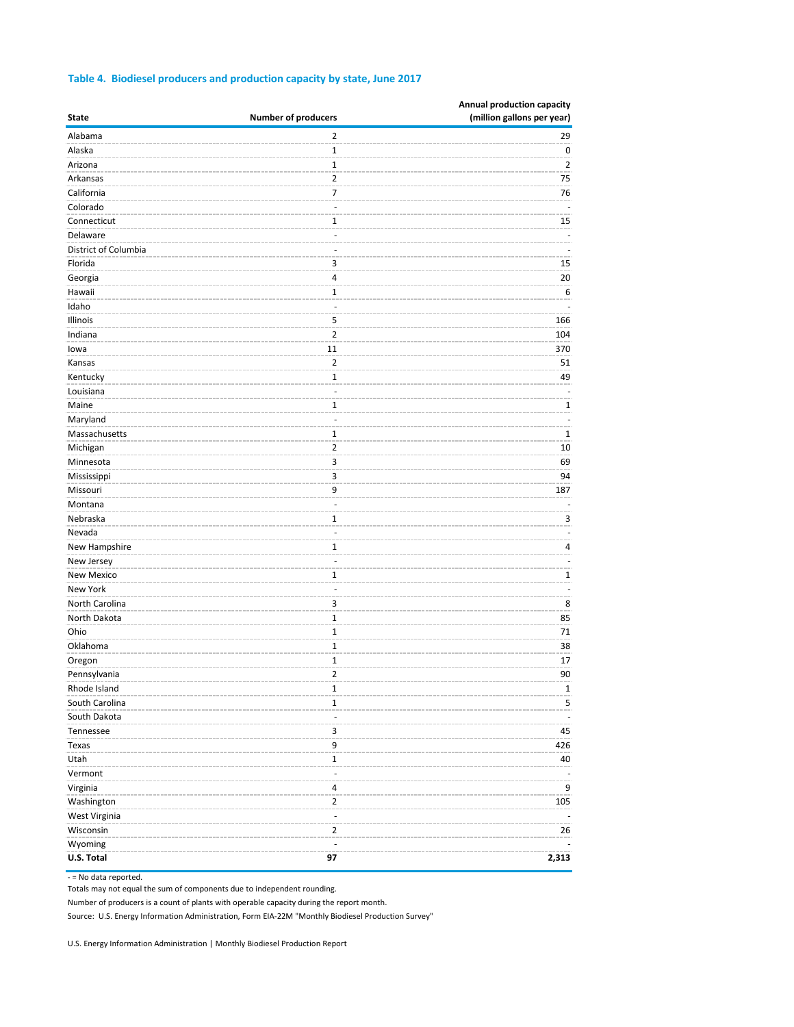### Table 4. Biodiesel producers and production capacity by state, June 2017

| State | Number of producers | Annual production capacity (million gallons per year) |
|---|---|---|
| Alabama | 2 | 29 |
| Alaska | 1 | 0 |
| Arizona | 1 | 2 |
| Arkansas | 2 | 75 |
| California | 7 | 76 |
| Colorado | - | - |
| Connecticut | 1 | 15 |
| Delaware | - | - |
| District of Columbia | - | - |
| Florida | 3 | 15 |
| Georgia | 4 | 20 |
| Hawaii | 1 | 6 |
| Idaho | - | - |
| Illinois | 5 | 166 |
| Indiana | 2 | 104 |
| Iowa | 11 | 370 |
| Kansas | 2 | 51 |
| Kentucky | 1 | 49 |
| Louisiana | - | - |
| Maine | 1 | 1 |
| Maryland | - | - |
| Massachusetts | 1 | 1 |
| Michigan | 2 | 10 |
| Minnesota | 3 | 69 |
| Mississippi | 3 | 94 |
| Missouri | 9 | 187 |
| Montana | - | - |
| Nebraska | 1 | 3 |
| Nevada | - | - |
| New Hampshire | 1 | 4 |
| New Jersey | - | - |
| New Mexico | 1 | 1 |
| New York | - | - |
| North Carolina | 3 | 8 |
| North Dakota | 1 | 85 |
| Ohio | 1 | 71 |
| Oklahoma | 1 | 38 |
| Oregon | 1 | 17 |
| Pennsylvania | 2 | 90 |
| Rhode Island | 1 | 1 |
| South Carolina | 1 | 5 |
| South Dakota | - | - |
| Tennessee | 3 | 45 |
| Texas | 9 | 426 |
| Utah | 1 | 40 |
| Vermont | - | - |
| Virginia | 4 | 9 |
| Washington | 2 | 105 |
| West Virginia | - | - |
| Wisconsin | 2 | 26 |
| Wyoming | - | - |
| **U.S. Total** | **97** | **2,313** |

- = No data reported.

Totals may not equal the sum of components due to independent rounding.

Number of producers is a count of plants with operable capacity during the report month.

Source: U.S. Energy Information Administration, Form EIA-22M "Monthly Biodiesel Production Survey"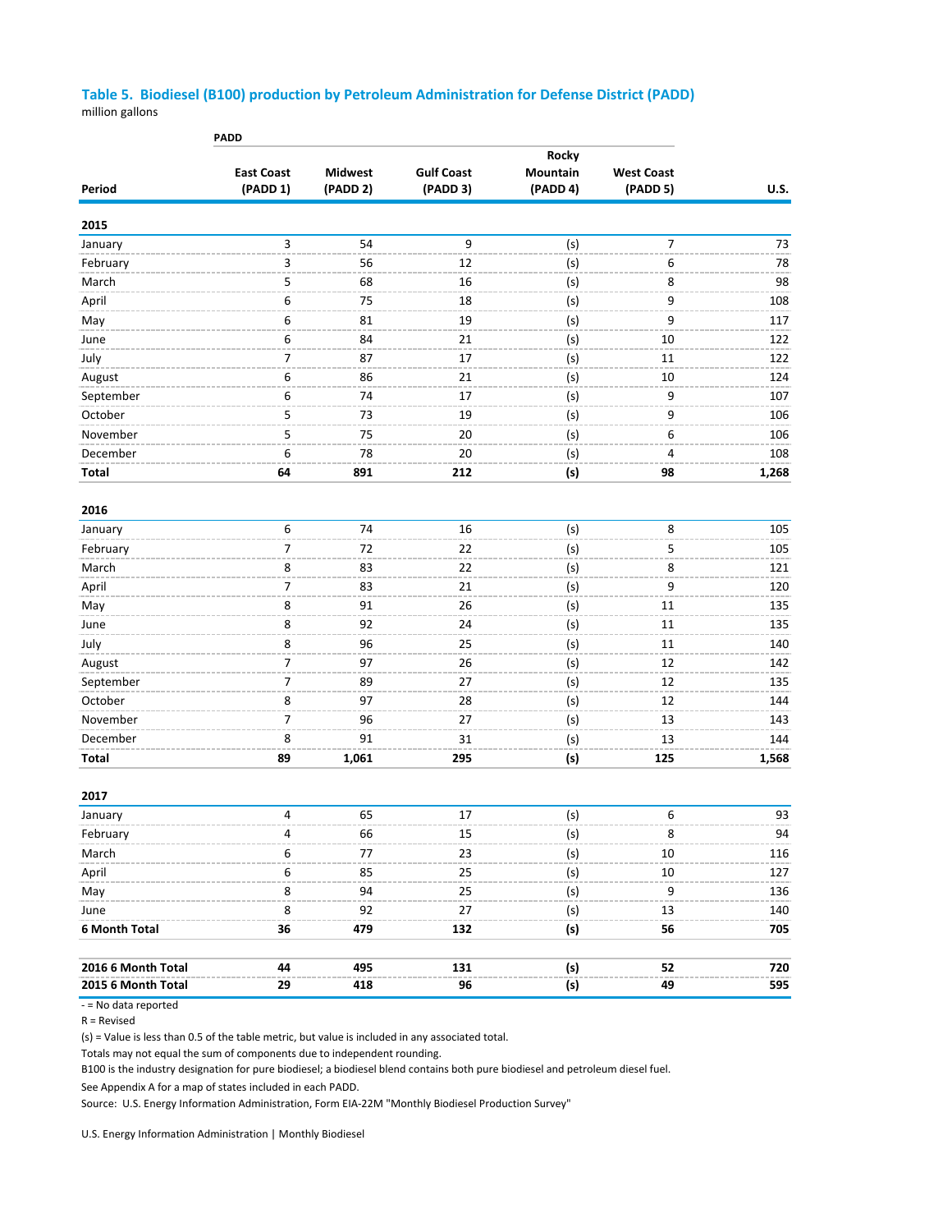### Table 5. Biodiesel (B100) production by Petroleum Administration for Defense District (PADD)

million gallons

| Period | East Coast (PADD 1) | Midwest (PADD 2) | Gulf Coast (PADD 3) | Rocky Mountain (PADD 4) | West Coast (PADD 5) | U.S. |
|---|---|---|---|---|---|---|
| **2015** | | | | | | |
| January | 3 | 54 | 9 | (s) | 7 | 73 |
| February | 3 | 56 | 12 | (s) | 6 | 78 |
| March | 5 | 68 | 16 | (s) | 8 | 98 |
| April | 6 | 75 | 18 | (s) | 9 | 108 |
| May | 6 | 81 | 19 | (s) | 9 | 117 |
| June | 6 | 84 | 21 | (s) | 10 | 122 |
| July | 7 | 87 | 17 | (s) | 11 | 122 |
| August | 6 | 86 | 21 | (s) | 10 | 124 |
| September | 6 | 74 | 17 | (s) | 9 | 107 |
| October | 5 | 73 | 19 | (s) | 9 | 106 |
| November | 5 | 75 | 20 | (s) | 6 | 106 |
| December | 6 | 78 | 20 | (s) | 4 | 108 |
| **Total** | **64** | **891** | **212** | **(s)** | **98** | **1,268** |
| **2016** | | | | | | |
| January | 6 | 74 | 16 | (s) | 8 | 105 |
| February | 7 | 72 | 22 | (s) | 5 | 105 |
| March | 8 | 83 | 22 | (s) | 8 | 121 |
| April | 7 | 83 | 21 | (s) | 9 | 120 |
| May | 8 | 91 | 26 | (s) | 11 | 135 |
| June | 8 | 92 | 24 | (s) | 11 | 135 |
| July | 8 | 96 | 25 | (s) | 11 | 140 |
| August | 7 | 97 | 26 | (s) | 12 | 142 |
| September | 7 | 89 | 27 | (s) | 12 | 135 |
| October | 8 | 97 | 28 | (s) | 12 | 144 |
| November | 7 | 96 | 27 | (s) | 13 | 143 |
| December | 8 | 91 | 31 | (s) | 13 | 144 |
| **Total** | **89** | **1,061** | **295** | **(s)** | **125** | **1,568** |
| **2017** | | | | | | |
| January | 4 | 65 | 17 | (s) | 6 | 93 |
| February | 4 | 66 | 15 | (s) | 8 | 94 |
| March | 6 | 77 | 23 | (s) | 10 | 116 |
| April | 6 | 85 | 25 | (s) | 10 | 127 |
| May | 8 | 94 | 25 | (s) | 9 | 136 |
| June | 8 | 92 | 27 | (s) | 13 | 140 |
| **6 Month Total** | **36** | **479** | **132** | **(s)** | **56** | **705** |
| **2016 6 Month Total** | **44** | **495** | **131** | **(s)** | **52** | **720** |
| **2015 6 Month Total** | **29** | **418** | **96** | **(s)** | **49** | **595** |

- = No data reported

R = Revised

(s) = Value is less than 0.5 of the table metric, but value is included in any associated total.

Totals may not equal the sum of components due to independent rounding.

B100 is the industry designation for pure biodiesel; a biodiesel blend contains both pure biodiesel and petroleum diesel fuel.

See Appendix A for a map of states included in each PADD.

Source: U.S. Energy Information Administration, Form EIA-22M "Monthly Biodiesel Production Survey"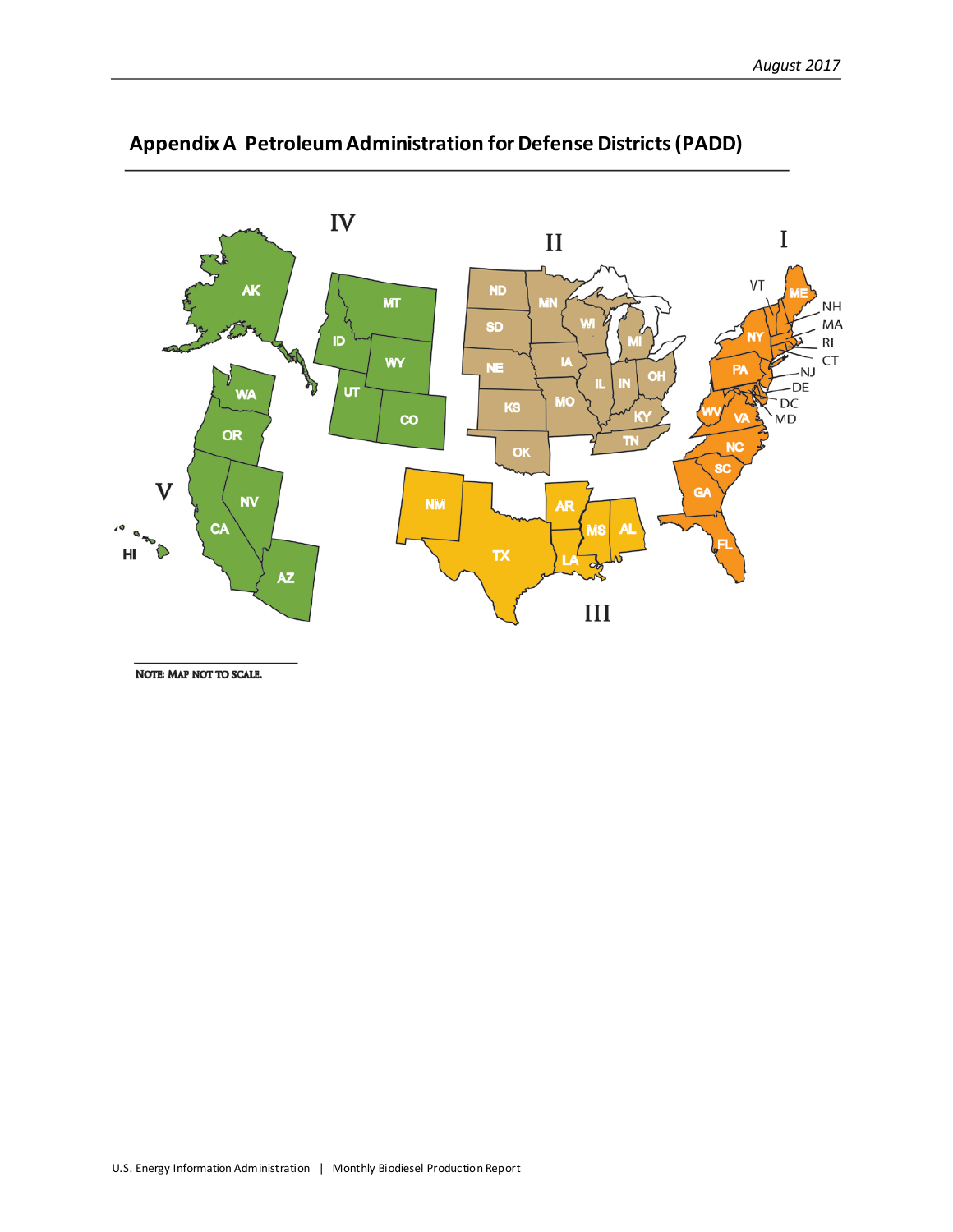## Appendix A Petroleum Administration for Defense Districts (PADD)

IV

II

I

AK

MT

ND

MN

VT

ME

NH

MA

RI

CT

NJ

DE

DC

MD

SD

WI

MI

NY

ID

WY

IA

PA

NE

IL

IN

OH

WA

UT

CO

KS

MO

KY

WV

VA

OR

TN

NC

OK

SC

V

NV

NM

AR

GA

CA

MS

AL

HI

TX

LA

FL

AZ

III

NOTE: MAP NOT TO SCALE.